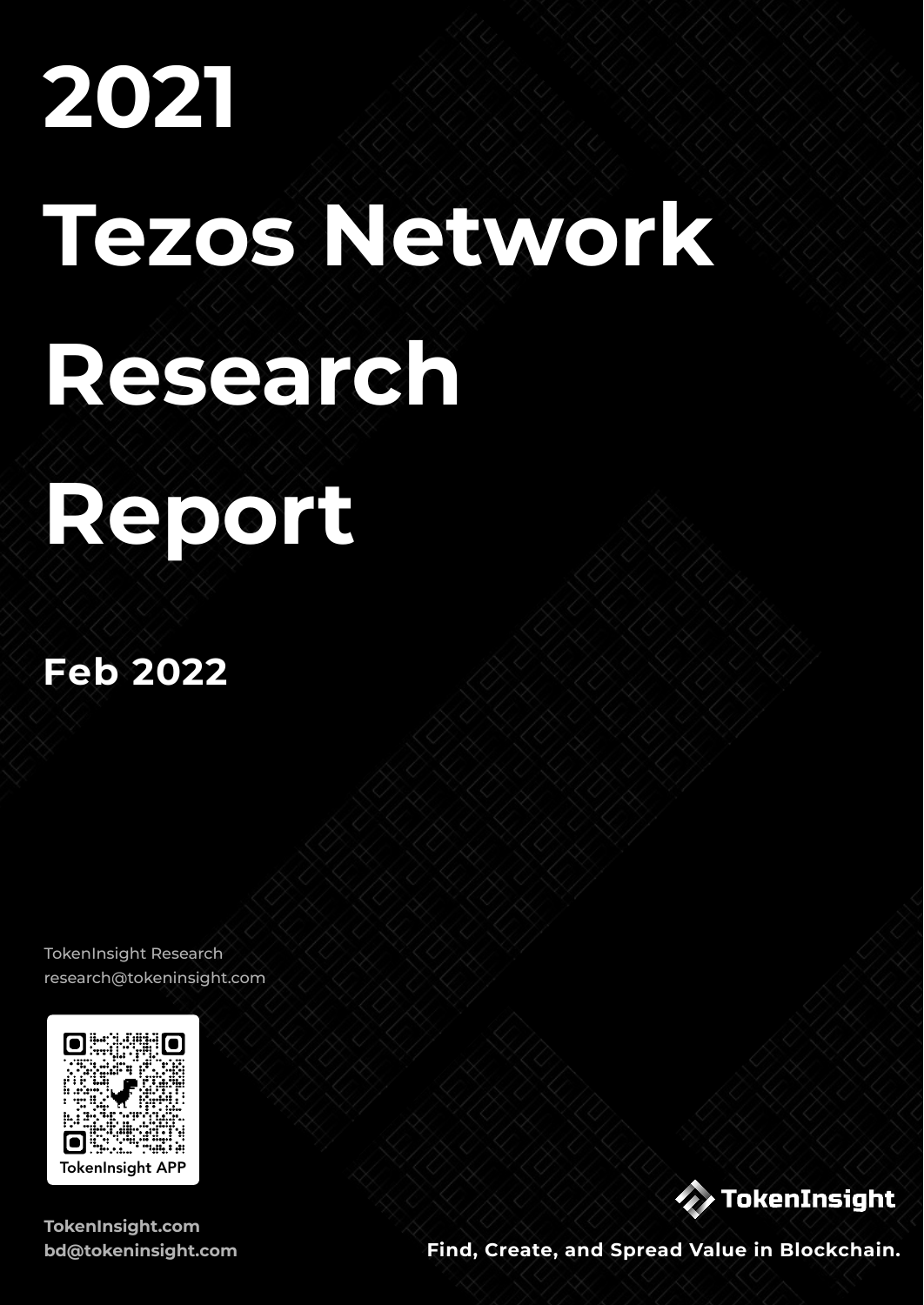# 2021 Tezos Network Research Report

**Feb 2022**

TokenInsight Research
research@tokeninsight.com

TokenInsight APP

**TokenInsight.com**
**bd@tokeninsight.com**

TokenInsight

**Find, Create, and Spread Value in Blockchain.**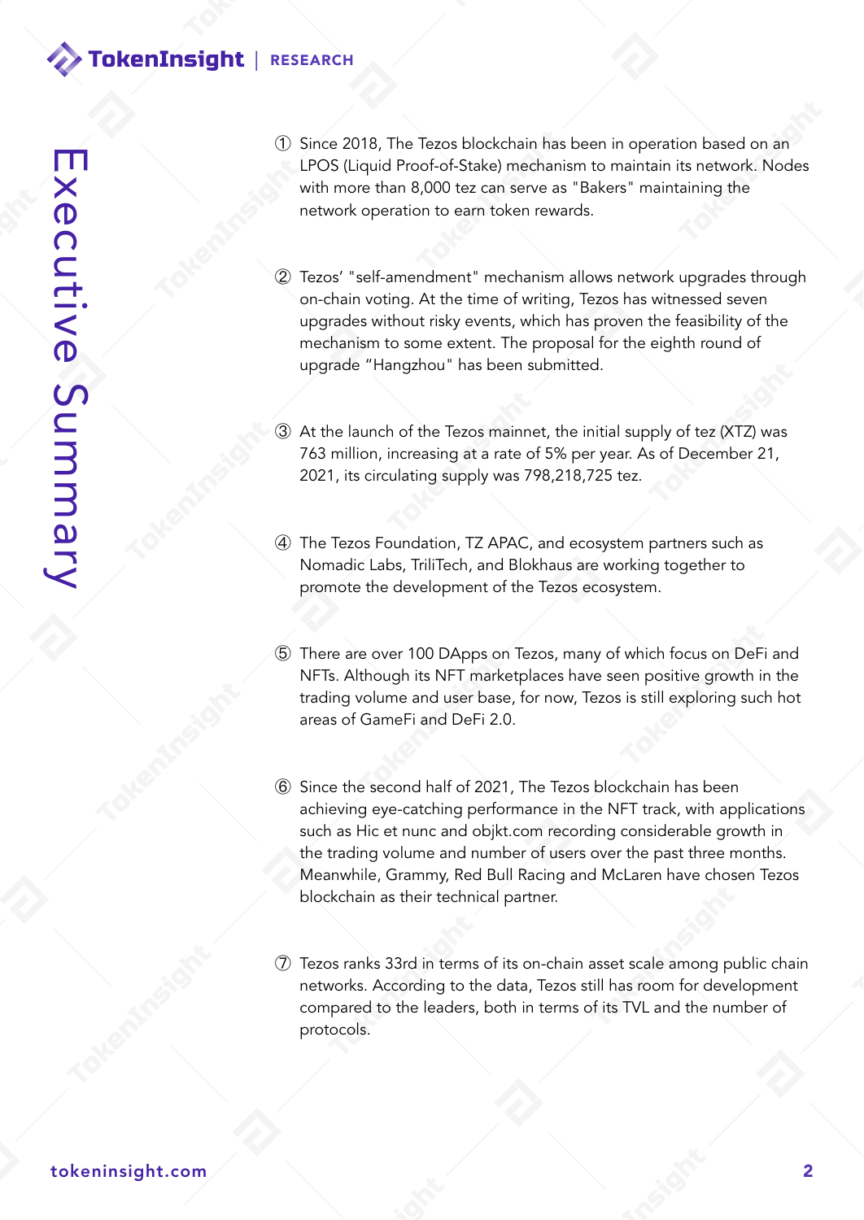# Executive Summary

① Since 2018, The Tezos blockchain has been in operation based on an LPOS (Liquid Proof-of-Stake) mechanism to maintain its network. Nodes with more than 8,000 tez can serve as "Bakers" maintaining the network operation to earn token rewards.

② Tezos' "self-amendment" mechanism allows network upgrades through on-chain voting. At the time of writing, Tezos has witnessed seven upgrades without risky events, which has proven the feasibility of the mechanism to some extent. The proposal for the eighth round of upgrade "Hangzhou" has been submitted.

③ At the launch of the Tezos mainnet, the initial supply of tez (XTZ) was 763 million, increasing at a rate of 5% per year. As of December 21, 2021, its circulating supply was 798,218,725 tez.

④ The Tezos Foundation, TZ APAC, and ecosystem partners such as Nomadic Labs, TriliTech, and Blokhaus are working together to promote the development of the Tezos ecosystem.

⑤ There are over 100 DApps on Tezos, many of which focus on DeFi and NFTs. Although its NFT marketplaces have seen positive growth in the trading volume and user base, for now, Tezos is still exploring such hot areas of GameFi and DeFi 2.0.

⑥ Since the second half of 2021, The Tezos blockchain has been achieving eye-catching performance in the NFT track, with applications such as Hic et nunc and objkt.com recording considerable growth in the trading volume and number of users over the past three months. Meanwhile, Grammy, Red Bull Racing and McLaren have chosen Tezos blockchain as their technical partner.

⑦ Tezos ranks 33rd in terms of its on-chain asset scale among public chain networks. According to the data, Tezos still has room for development compared to the leaders, both in terms of its TVL and the number of protocols.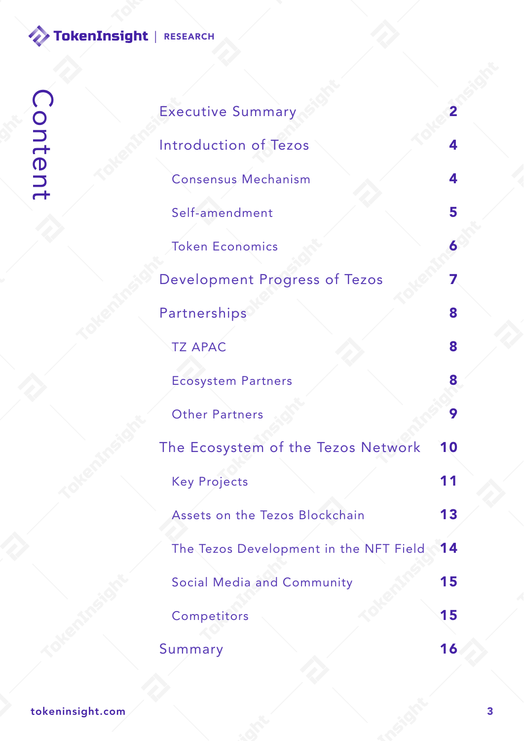# Content

| | |
|---|---|
| Executive Summary | 2 |
| Introduction of Tezos | 4 |
| Consensus Mechanism | 4 |
| Self-amendment | 5 |
| Token Economics | 6 |
| Development Progress of Tezos | 7 |
| Partnerships | 8 |
| TZ APAC | 8 |
| Ecosystem Partners | 8 |
| Other Partners | 9 |
| The Ecosystem of the Tezos Network | 10 |
| Key Projects | 11 |
| Assets on the Tezos Blockchain | 13 |
| The Tezos Development in the NFT Field | 14 |
| Social Media and Community | 15 |
| Competitors | 15 |
| Summary | 16 |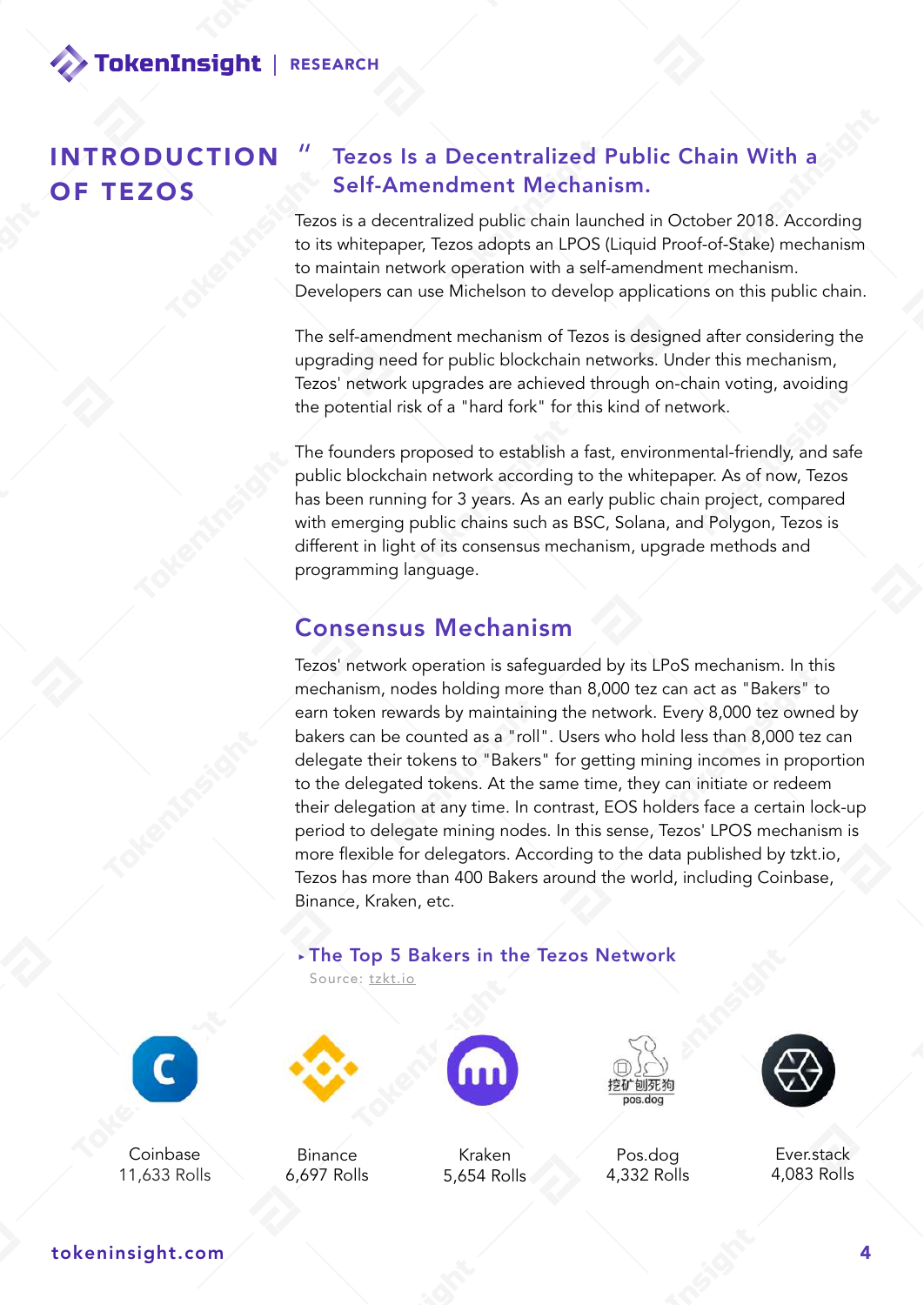# INTRODUCTION OF TEZOS

## Tezos Is a Decentralized Public Chain With a Self-Amendment Mechanism.

Tezos is a decentralized public chain launched in October 2018. According to its whitepaper, Tezos adopts an LPOS (Liquid Proof-of-Stake) mechanism to maintain network operation with a self-amendment mechanism. Developers can use Michelson to develop applications on this public chain.

The self-amendment mechanism of Tezos is designed after considering the upgrading need for public blockchain networks. Under this mechanism, Tezos' network upgrades are achieved through on-chain voting, avoiding the potential risk of a "hard fork" for this kind of network.

The founders proposed to establish a fast, environmental-friendly, and safe public blockchain network according to the whitepaper. As of now, Tezos has been running for 3 years. As an early public chain project, compared with emerging public chains such as BSC, Solana, and Polygon, Tezos is different in light of its consensus mechanism, upgrade methods and programming language.

## Consensus Mechanism

Tezos' network operation is safeguarded by its LPoS mechanism. In this mechanism, nodes holding more than 8,000 tez can act as "Bakers" to earn token rewards by maintaining the network. Every 8,000 tez owned by bakers can be counted as a "roll". Users who hold less than 8,000 tez can delegate their tokens to "Bakers" for getting mining incomes in proportion to the delegated tokens. At the same time, they can initiate or redeem their delegation at any time. In contrast, EOS holders face a certain lock-up period to delegate mining nodes. In this sense, Tezos' LPOS mechanism is more flexible for delegators. According to the data published by tzkt.io, Tezos has more than 400 Bakers around the world, including Coinbase, Binance, Kraken, etc.

### The Top 5 Bakers in the Tezos Network

Source: tzkt.io

| Coinbase | Binance | Kraken | Pos.dog | Ever.stack |
|---|---|---|---|---|
| 11,633 Rolls | 6,697 Rolls | 5,654 Rolls | 4,332 Rolls | 4,083 Rolls |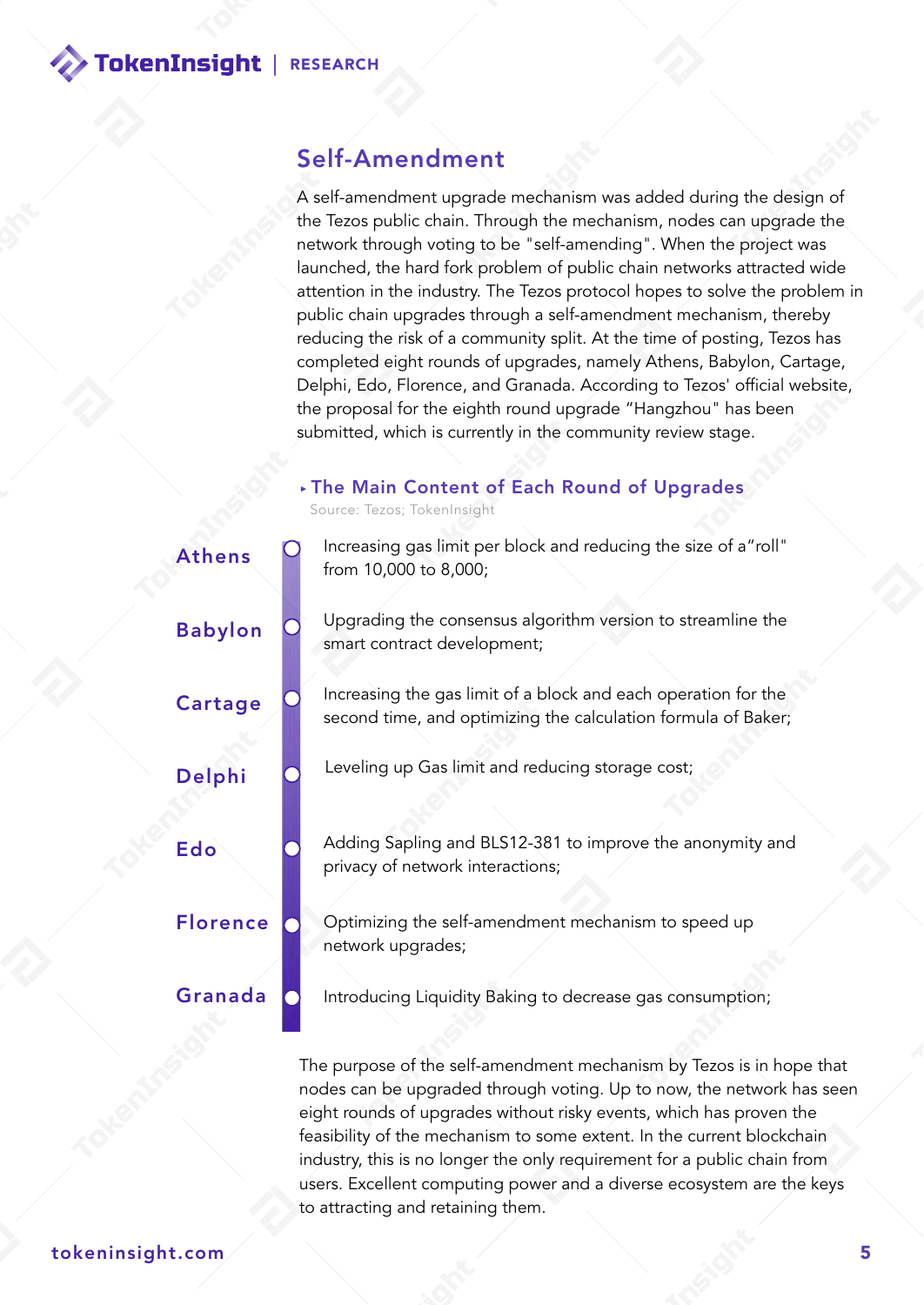## Self-Amendment

A self-amendment upgrade mechanism was added during the design of the Tezos public chain. Through the mechanism, nodes can upgrade the network through voting to be "self-amending". When the project was launched, the hard fork problem of public chain networks attracted wide attention in the industry. The Tezos protocol hopes to solve the problem in public chain upgrades through a self-amendment mechanism, thereby reducing the risk of a community split. At the time of posting, Tezos has completed eight rounds of upgrades, namely Athens, Babylon, Cartage, Delphi, Edo, Florence, and Granada. According to Tezos' official website, the proposal for the eighth round upgrade "Hangzhou" has been submitted, which is currently in the community review stage.

### ▸ The Main Content of Each Round of Upgrades

Source: Tezos; TokenInsight

| Upgrade | Main Content |
| --- | --- |
| Athens | Increasing gas limit per block and reducing the size of a"roll" from 10,000 to 8,000; |
| Babylon | Upgrading the consensus algorithm version to streamline the smart contract development; |
| Cartage | Increasing the gas limit of a block and each operation for the second time, and optimizing the calculation formula of Baker; |
| Delphi | Leveling up Gas limit and reducing storage cost; |
| Edo | Adding Sapling and BLS12-381 to improve the anonymity and privacy of network interactions; |
| Florence | Optimizing the self-amendment mechanism to speed up network upgrades; |
| Granada | Introducing Liquidity Baking to decrease gas consumption; |

The purpose of the self-amendment mechanism by Tezos is in hope that nodes can be upgraded through voting. Up to now, the network has seen eight rounds of upgrades without risky events, which has proven the feasibility of the mechanism to some extent. In the current blockchain industry, this is no longer the only requirement for a public chain from users. Excellent computing power and a diverse ecosystem are the keys to attracting and retaining them.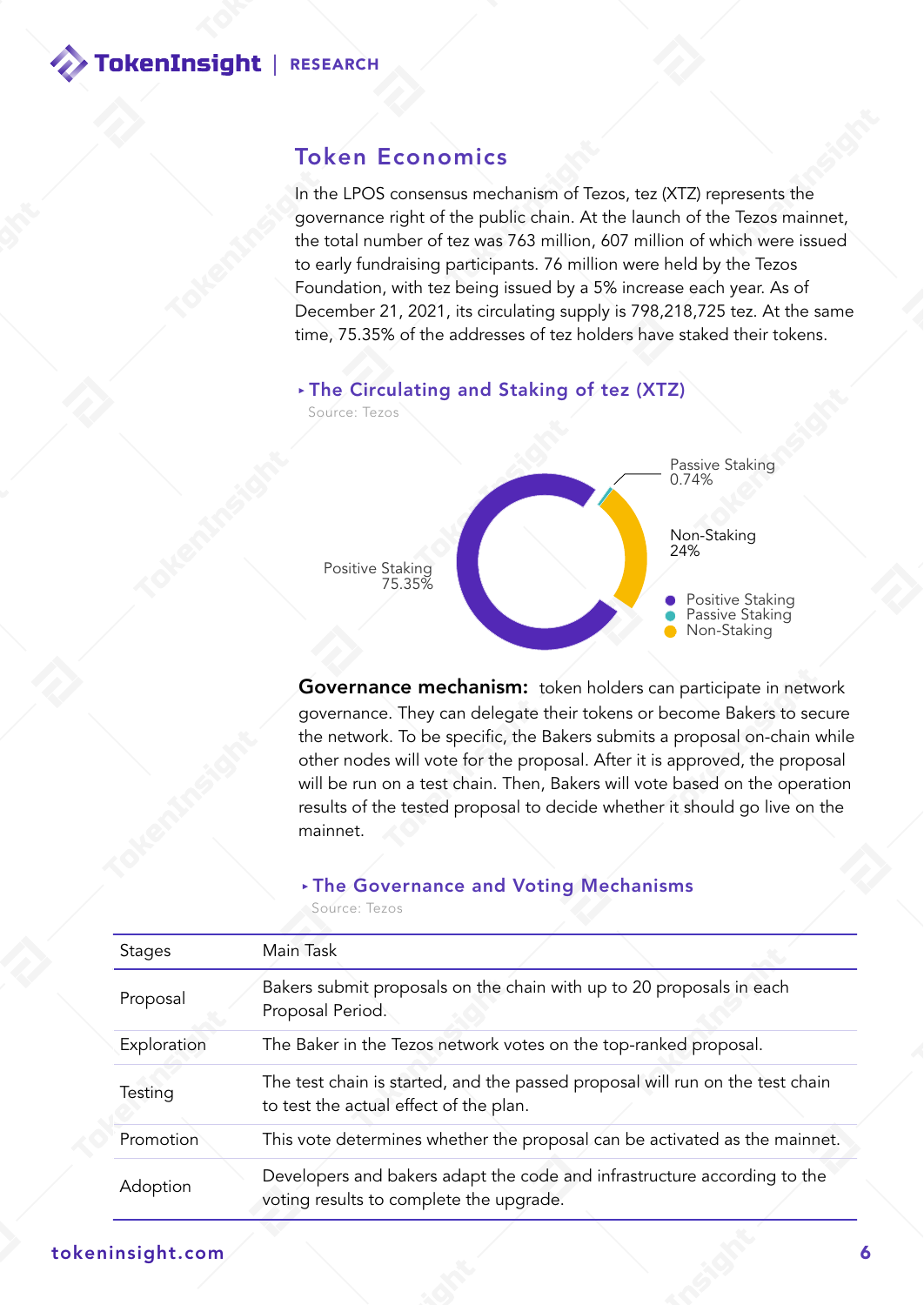## Token Economics

In the LPOS consensus mechanism of Tezos, tez (XTZ) represents the governance right of the public chain. At the launch of the Tezos mainnet, the total number of tez was 763 million, 607 million of which were issued to early fundraising participants. 76 million were held by the Tezos Foundation, with tez being issued by a 5% increase each year. As of December 21, 2021, its circulating supply is 798,218,725 tez. At the same time, 75.35% of the addresses of tez holders have staked their tokens.

**The Circulating and Staking of tez (XTZ)**

Source: Tezos

Positive Staking 75.35%

Passive Staking 0.74%

Non-Staking 24%

- Positive Staking
- Passive Staking
- Non-Staking

**Governance mechanism:** token holders can participate in network governance. They can delegate their tokens or become Bakers to secure the network. To be specific, the Bakers submits a proposal on-chain while other nodes will vote for the proposal. After it is approved, the proposal will be run on a test chain. Then, Bakers will vote based on the operation results of the tested proposal to decide whether it should go live on the mainnet.

**The Governance and Voting Mechanisms**

Source: Tezos

| Stages | Main Task |
| --- | --- |
| Proposal | Bakers submit proposals on the chain with up to 20 proposals in each Proposal Period. |
| Exploration | The Baker in the Tezos network votes on the top-ranked proposal. |
| Testing | The test chain is started, and the passed proposal will run on the test chain to test the actual effect of the plan. |
| Promotion | This vote determines whether the proposal can be activated as the mainnet. |
| Adoption | Developers and bakers adapt the code and infrastructure according to the voting results to complete the upgrade. |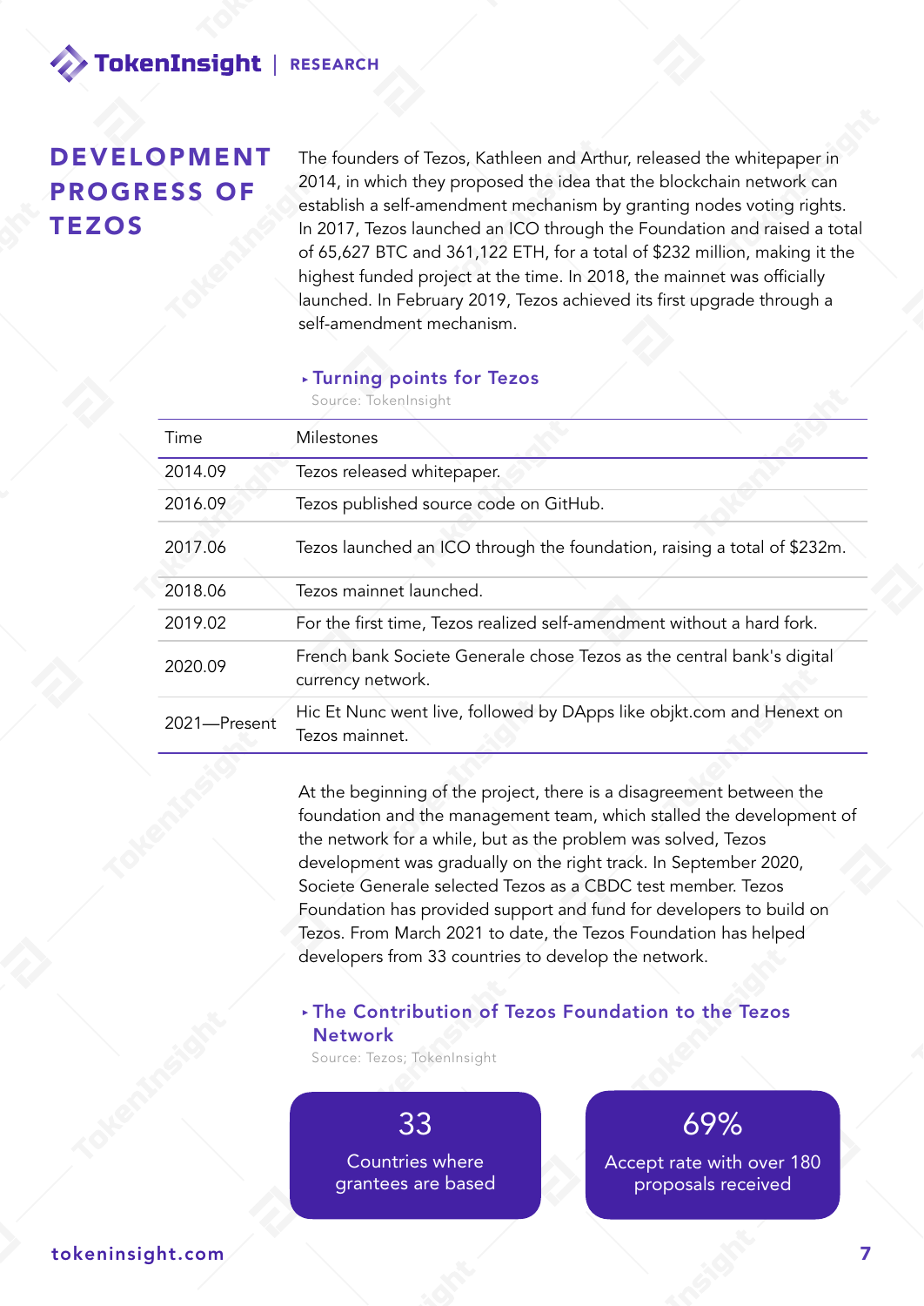## DEVELOPMENT PROGRESS OF TEZOS

The founders of Tezos, Kathleen and Arthur, released the whitepaper in 2014, in which they proposed the idea that the blockchain network can establish a self-amendment mechanism by granting nodes voting rights. In 2017, Tezos launched an ICO through the Foundation and raised a total of 65,627 BTC and 361,122 ETH, for a total of $232 million, making it the highest funded project at the time. In 2018, the mainnet was officially launched. In February 2019, Tezos achieved its first upgrade through a self-amendment mechanism.

**Turning points for Tezos**

Source: TokenInsight

| Time | Milestones |
|---|---|
| 2014.09 | Tezos released whitepaper. |
| 2016.09 | Tezos published source code on GitHub. |
| 2017.06 | Tezos launched an ICO through the foundation, raising a total of $232m. |
| 2018.06 | Tezos mainnet launched. |
| 2019.02 | For the first time, Tezos realized self-amendment without a hard fork. |
| 2020.09 | French bank Societe Generale chose Tezos as the central bank's digital currency network. |
| 2021—Present | Hic Et Nunc went live, followed by DApps like objkt.com and Henext on Tezos mainnet. |

At the beginning of the project, there is a disagreement between the foundation and the management team, which stalled the development of the network for a while, but as the problem was solved, Tezos development was gradually on the right track. In September 2020, Societe Generale selected Tezos as a CBDC test member. Tezos Foundation has provided support and fund for developers to build on Tezos. From March 2021 to date, the Tezos Foundation has helped developers from 33 countries to develop the network.

**The Contribution of Tezos Foundation to the Tezos Network**

Source: Tezos; TokenInsight

**33**
Countries where grantees are based

**69%**
Accept rate with over 180 proposals received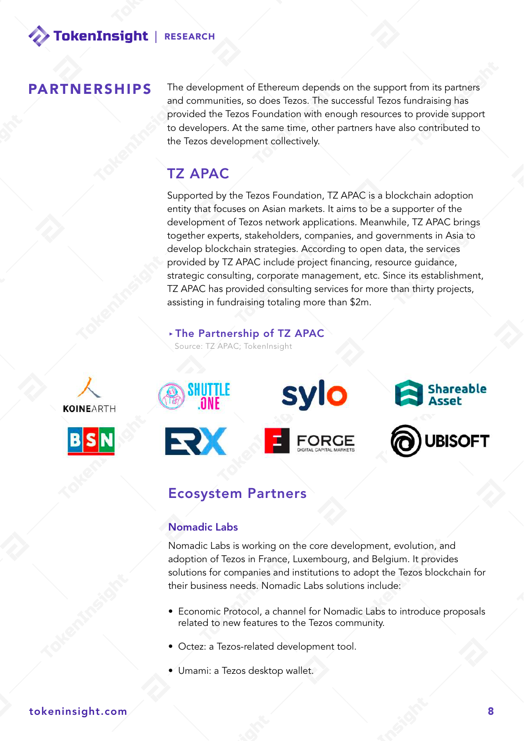## PARTNERSHIPS

The development of Ethereum depends on the support from its partners and communities, so does Tezos. The successful Tezos fundraising has provided the Tezos Foundation with enough resources to provide support to developers. At the same time, other partners have also contributed to the Tezos development collectively.

### TZ APAC

Supported by the Tezos Foundation, TZ APAC is a blockchain adoption entity that focuses on Asian markets. It aims to be a supporter of the development of Tezos network applications. Meanwhile, TZ APAC brings together experts, stakeholders, companies, and governments in Asia to develop blockchain strategies. According to open data, the services provided by TZ APAC include project financing, resource guidance, strategic consulting, corporate management, etc. Since its establishment, TZ APAC has provided consulting services for more than thirty projects, assisting in fundraising totaling more than $2m.

‣ The Partnership of TZ APAC

Source: TZ APAC; TokenInsight

KOINEARTH, SHUTTLE.ONE, sylo, Shareable Asset, BSN, ERX, FORGE DIGITAL CAPITAL MARKETS, UBISOFT

### Ecosystem Partners

#### Nomadic Labs

Nomadic Labs is working on the core development, evolution, and adoption of Tezos in France, Luxembourg, and Belgium. It provides solutions for companies and institutions to adopt the Tezos blockchain for their business needs. Nomadic Labs solutions include:

- Economic Protocol, a channel for Nomadic Labs to introduce proposals related to new features to the Tezos community.
- Octez: a Tezos-related development tool.
- Umami: a Tezos desktop wallet.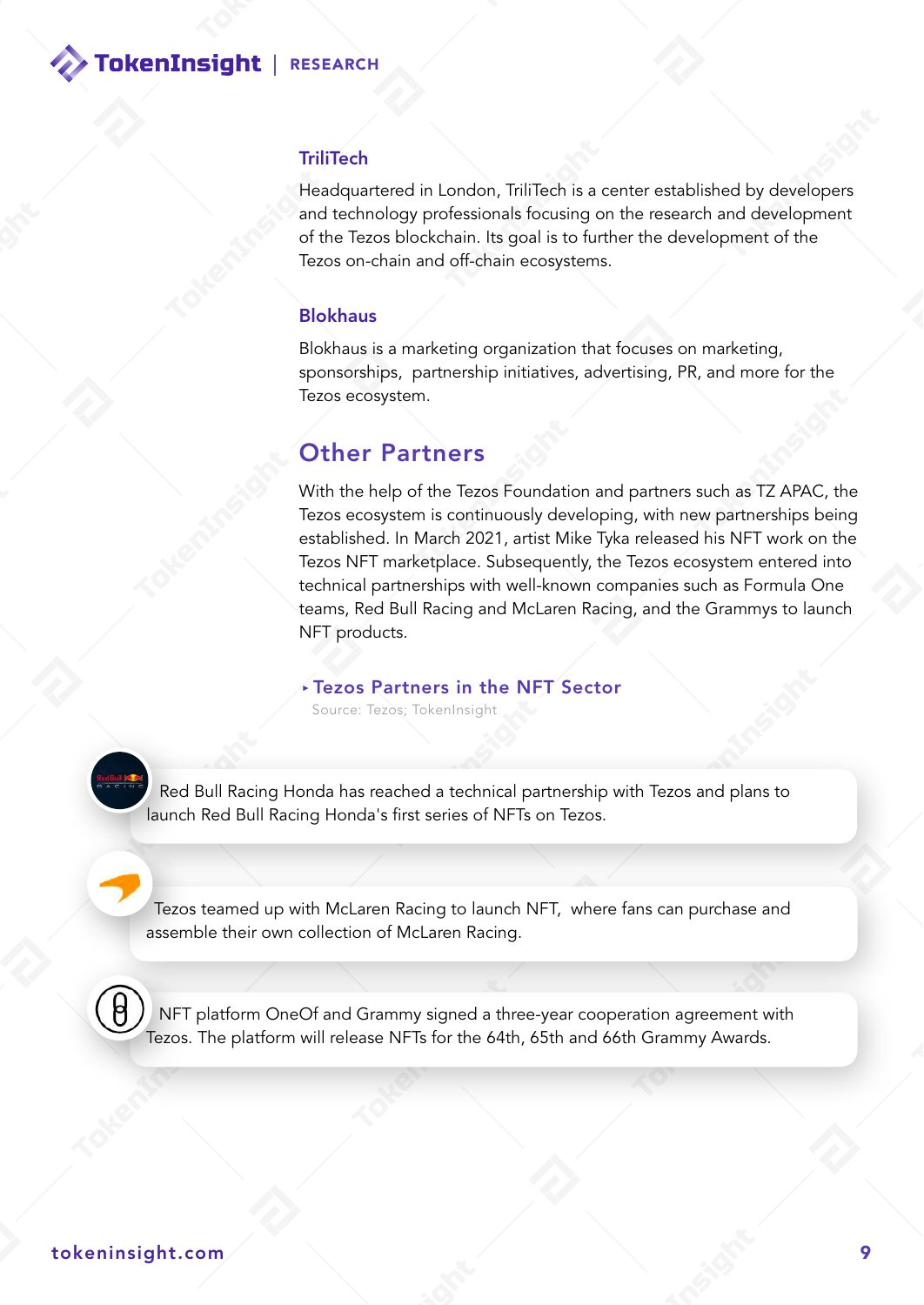### TriliTech

Headquartered in London, TriliTech is a center established by developers and technology professionals focusing on the research and development of the Tezos blockchain. Its goal is to further the development of the Tezos on-chain and off-chain ecosystems.

### Blokhaus

Blokhaus is a marketing organization that focuses on marketing, sponsorships, partnership initiatives, advertising, PR, and more for the Tezos ecosystem.

## Other Partners

With the help of the Tezos Foundation and partners such as TZ APAC, the Tezos ecosystem is continuously developing, with new partnerships being established. In March 2021, artist Mike Tyka released his NFT work on the Tezos NFT marketplace. Subsequently, the Tezos ecosystem entered into technical partnerships with well-known companies such as Formula One teams, Red Bull Racing and McLaren Racing, and the Grammys to launch NFT products.

**Tezos Partners in the NFT Sector**

Source: Tezos; TokenInsight

- Red Bull Racing Honda has reached a technical partnership with Tezos and plans to launch Red Bull Racing Honda's first series of NFTs on Tezos.
- Tezos teamed up with McLaren Racing to launch NFT, where fans can purchase and assemble their own collection of McLaren Racing.
- NFT platform OneOf and Grammy signed a three-year cooperation agreement with Tezos. The platform will release NFTs for the 64th, 65th and 66th Grammy Awards.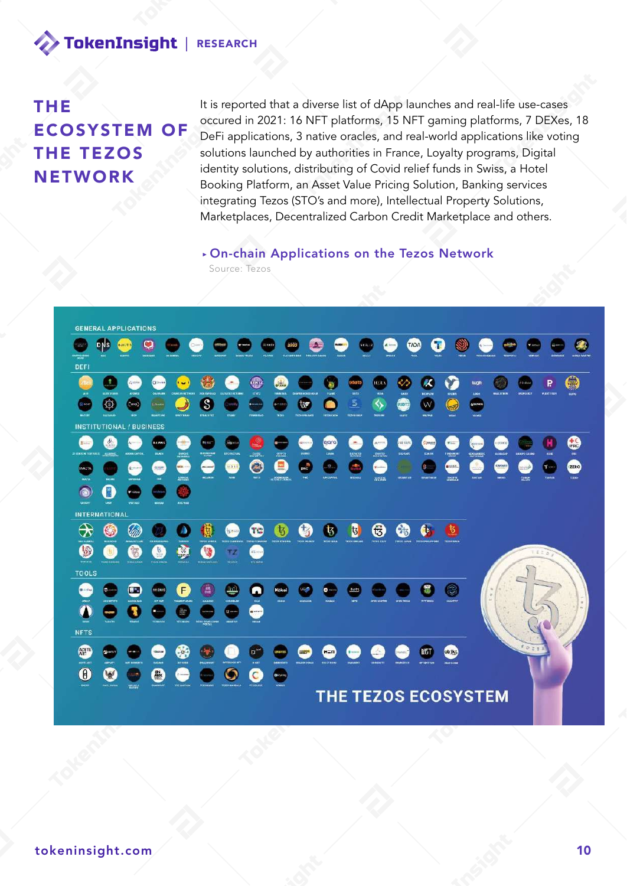## THE ECOSYSTEM OF THE TEZOS NETWORK

It is reported that a diverse list of dApp launches and real-life use-cases occured in 2021: 16 NFT platforms, 15 NFT gaming platforms, 7 DEXes, 18 DeFi applications, 3 native oracles, and real-world applications like voting solutions launched by authorities in France, Loyalty programs, Digital identity solutions, distributing of Covid relief funds in Swiss, a Hotel Booking Platform, an Asset Value Pricing Solution, Banking services integrating Tezos (STO's and more), Intellectual Property Solutions, Marketplaces, Decentralized Carbon Credit Marketplace and others.

▸ On-chain Applications on the Tezos Network

Source: Tezos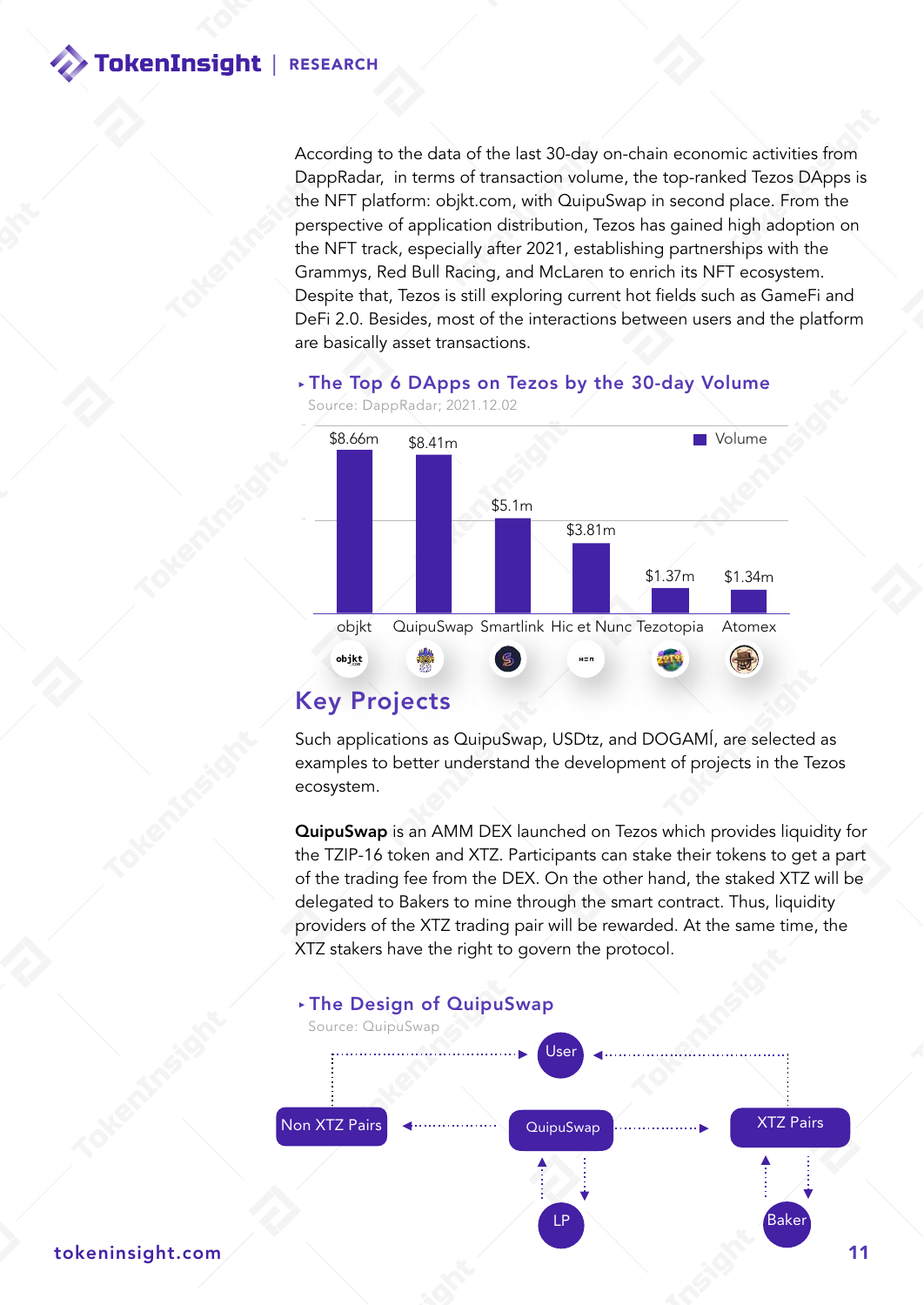According to the data of the last 30-day on-chain economic activities from DappRadar, in terms of transaction volume, the top-ranked Tezos DApps is the NFT platform: objkt.com, with QuipuSwap in second place. From the perspective of application distribution, Tezos has gained high adoption on the NFT track, especially after 2021, establishing partnerships with the Grammys, Red Bull Racing, and McLaren to enrich its NFT ecosystem. Despite that, Tezos is still exploring current hot fields such as GameFi and DeFi 2.0. Besides, most of the interactions between users and the platform are basically asset transactions.

**The Top 6 DApps on Tezos by the 30-day Volume**

Source: DappRadar; 2021.12.02

| DApp | Volume |
| --- | --- |
| objkt | $8.66m |
| QuipuSwap | $8.41m |
| Smartlink | $5.1m |
| Hic et Nunc | $3.81m |
| Tezotopia | $1.37m |
| Atomex | $1.34m |

## Key Projects

Such applications as QuipuSwap, USDtz, and DOGAMÍ, are selected as examples to better understand the development of projects in the Tezos ecosystem.

**QuipuSwap** is an AMM DEX launched on Tezos which provides liquidity for the TZIP-16 token and XTZ. Participants can stake their tokens to get a part of the trading fee from the DEX. On the other hand, the staked XTZ will be delegated to Bakers to mine through the smart contract. Thus, liquidity providers of the XTZ trading pair will be rewarded. At the same time, the XTZ stakers have the right to govern the protocol.

**The Design of QuipuSwap**

Source: QuipuSwap

User — Non XTZ Pairs — QuipuSwap — XTZ Pairs — LP — Baker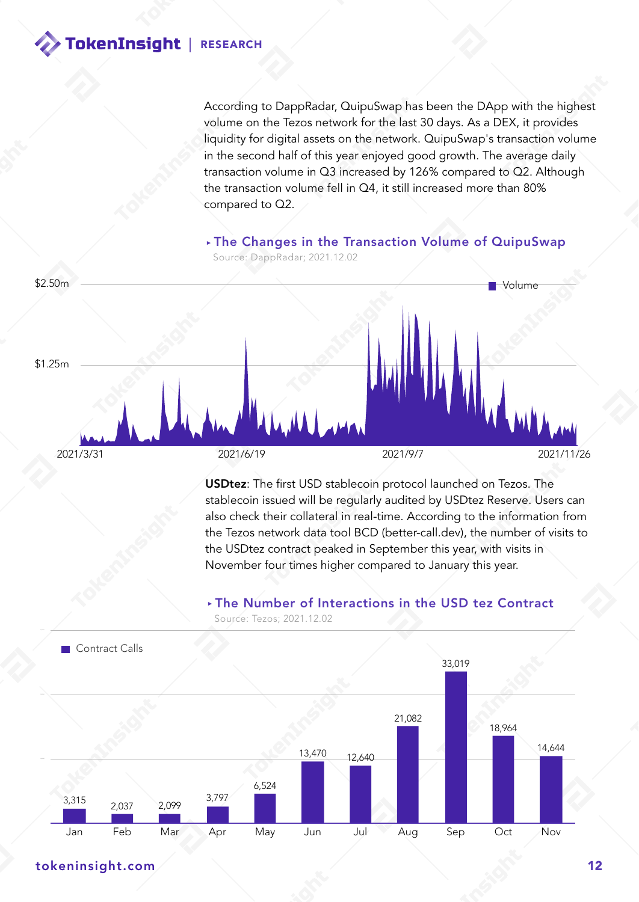According to DappRadar, QuipuSwap has been the DApp with the highest volume on the Tezos network for the last 30 days. As a DEX, it provides liquidity for digital assets on the network. QuipuSwap's transaction volume in the second half of this year enjoyed good growth. The average daily transaction volume in Q3 increased by 126% compared to Q2. Although the transaction volume fell in Q4, it still increased more than 80% compared to Q2.

▸ **The Changes in the Transaction Volume of QuipuSwap**

Source: DappRadar; 2021.12.02

**USDtez**: The first USD stablecoin protocol launched on Tezos. The stablecoin issued will be regularly audited by USDtez Reserve. Users can also check their collateral in real-time. According to the information from the Tezos network data tool BCD (better-call.dev), the number of visits to the USDtez contract peaked in September this year, with visits in November four times higher compared to January this year.

▸ **The Number of Interactions in the USD tez Contract**

Source: Tezos; 2021.12.02

| Month | Contract Calls |
| --- | --- |
| Jan | 3,315 |
| Feb | 2,037 |
| Mar | 2,099 |
| Apr | 3,797 |
| May | 6,524 |
| Jun | 13,470 |
| Jul | 12,640 |
| Aug | 21,082 |
| Sep | 33,019 |
| Oct | 18,964 |
| Nov | 14,644 |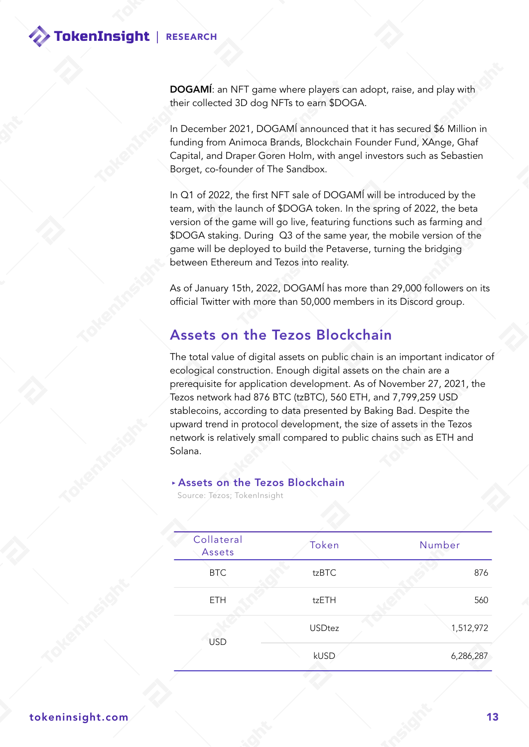**DOGAMÍ**: an NFT game where players can adopt, raise, and play with their collected 3D dog NFTs to earn $DOGA.

In December 2021, DOGAMÍ announced that it has secured $6 Million in funding from Animoca Brands, Blockchain Founder Fund, XAnge, Ghaf Capital, and Draper Goren Holm, with angel investors such as Sebastien Borget, co-founder of The Sandbox.

In Q1 of 2022, the first NFT sale of DOGAMÍ will be introduced by the team, with the launch of $DOGA token. In the spring of 2022, the beta version of the game will go live, featuring functions such as farming and $DOGA staking. During Q3 of the same year, the mobile version of the game will be deployed to build the Petaverse, turning the bridging between Ethereum and Tezos into reality.

As of January 15th, 2022, DOGAMÍ has more than 29,000 followers on its official Twitter with more than 50,000 members in its Discord group.

## Assets on the Tezos Blockchain

The total value of digital assets on public chain is an important indicator of ecological construction. Enough digital assets on the chain are a prerequisite for application development. As of November 27, 2021, the Tezos network had 876 BTC (tzBTC), 560 ETH, and 7,799,259 USD stablecoins, according to data presented by Baking Bad. Despite the upward trend in protocol development, the size of assets in the Tezos network is relatively small compared to public chains such as ETH and Solana.

▸ **Assets on the Tezos Blockchain**

Source: Tezos; TokenInsight

| Collateral Assets | Token | Number |
|---|---|---|
| BTC | tzBTC | 876 |
| ETH | tzETH | 560 |
| USD | USDtez | 1,512,972 |
| | kUSD | 6,286,287 |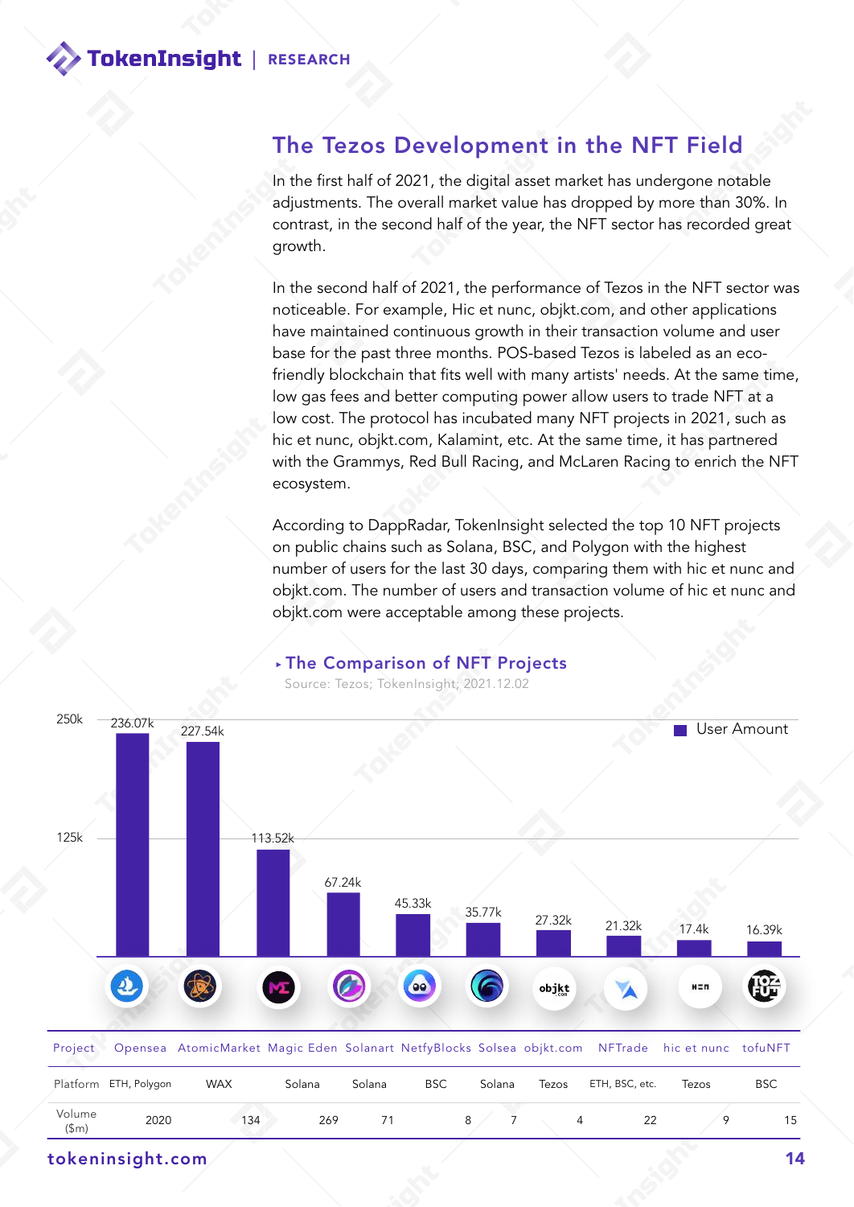## The Tezos Development in the NFT Field

In the first half of 2021, the digital asset market has undergone notable adjustments. The overall market value has dropped by more than 30%. In contrast, in the second half of the year, the NFT sector has recorded great growth.

In the second half of 2021, the performance of Tezos in the NFT sector was noticeable. For example, Hic et nunc, objkt.com, and other applications have maintained continuous growth in their transaction volume and user base for the past three months. POS-based Tezos is labeled as an eco-friendly blockchain that fits well with many artists' needs. At the same time, low gas fees and better computing power allow users to trade NFT at a low cost. The protocol has incubated many NFT projects in 2021, such as hic et nunc, objkt.com, Kalamint, etc. At the same time, it has partnered with the Grammys, Red Bull Racing, and McLaren Racing to enrich the NFT ecosystem.

According to DappRadar, TokenInsight selected the top 10 NFT projects on public chains such as Solana, BSC, and Polygon with the highest number of users for the last 30 days, comparing them with hic et nunc and objkt.com. The number of users and transaction volume of hic et nunc and objkt.com were acceptable among these projects.

### The Comparison of NFT Projects

Source: Tezos; TokenInsight; 2021.12.02

| Project | Opensea | AtomicMarket | Magic Eden | Solanart | NetfyBlocks | Solsea | objkt.com | NFTrade | hic et nunc | tofuNFT |
|---|---|---|---|---|---|---|---|---|---|---|
| User Amount | 236.07k | 227.54k | 113.52k | 67.24k | 45.33k | 35.77k | 27.32k | 21.32k | 17.4k | 16.39k |
| Platform | ETH, Polygon | WAX | Solana | Solana | BSC | Solana | Tezos | ETH, BSC, etc. | Tezos | BSC |
| Volume ($m) | 2020 | 134 | 269 | 71 | 8 | 7 | 4 | 22 | 9 | 15 |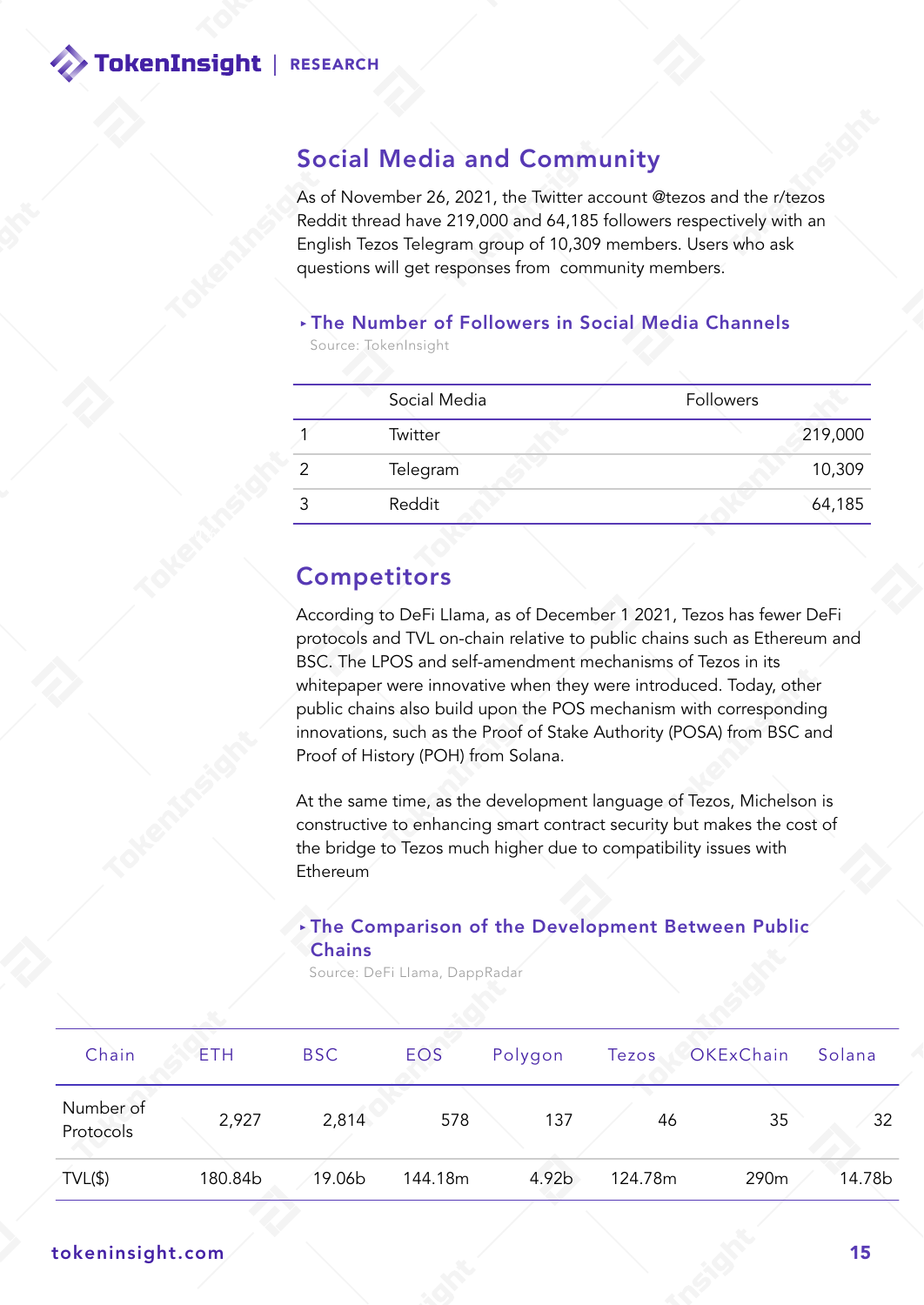## Social Media and Community

As of November 26, 2021, the Twitter account @tezos and the r/tezos Reddit thread have 219,000 and 64,185 followers respectively with an English Tezos Telegram group of 10,309 members. Users who ask questions will get responses from community members.

**▸ The Number of Followers in Social Media Channels**

Source: TokenInsight

| | Social Media | Followers |
|---|---|---|
| 1 | Twitter | 219,000 |
| 2 | Telegram | 10,309 |
| 3 | Reddit | 64,185 |

## Competitors

According to DeFi Llama, as of December 1 2021, Tezos has fewer DeFi protocols and TVL on-chain relative to public chains such as Ethereum and BSC. The LPOS and self-amendment mechanisms of Tezos in its whitepaper were innovative when they were introduced. Today, other public chains also build upon the POS mechanism with corresponding innovations, such as the Proof of Stake Authority (POSA) from BSC and Proof of History (POH) from Solana.

At the same time, as the development language of Tezos, Michelson is constructive to enhancing smart contract security but makes the cost of the bridge to Tezos much higher due to compatibility issues with Ethereum

**▸ The Comparison of the Development Between Public Chains**

Source: DeFi Llama, DappRadar

| Chain | ETH | BSC | EOS | Polygon | Tezos | OKExChain | Solana |
|---|---|---|---|---|---|---|---|
| Number of Protocols | 2,927 | 2,814 | 578 | 137 | 46 | 35 | 32 |
| TVL($) | 180.84b | 19.06b | 144.18m | 4.92b | 124.78m | 290m | 14.78b |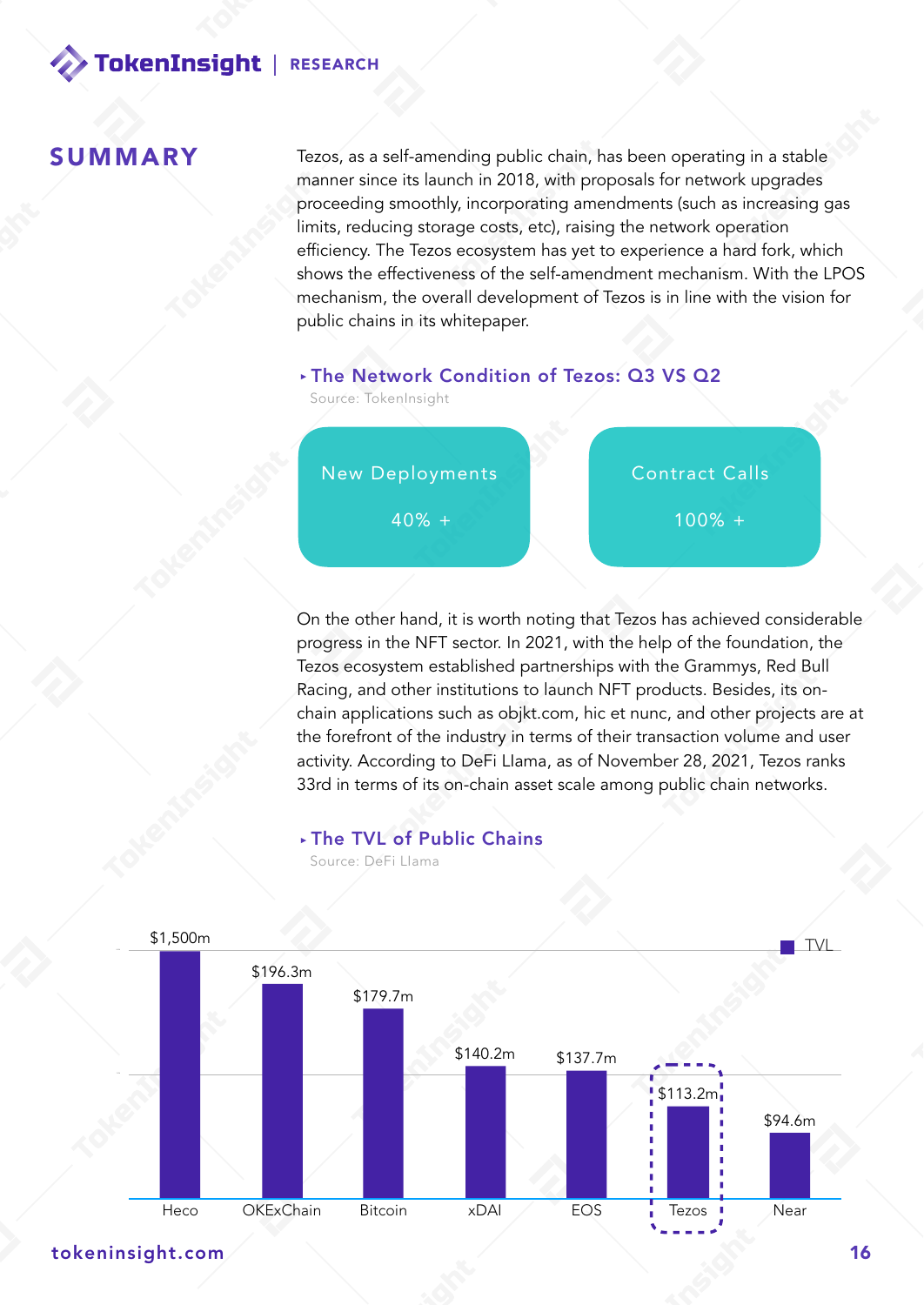## SUMMARY

Tezos, as a self-amending public chain, has been operating in a stable manner since its launch in 2018, with proposals for network upgrades proceeding smoothly, incorporating amendments (such as increasing gas limits, reducing storage costs, etc), raising the network operation efficiency. The Tezos ecosystem has yet to experience a hard fork, which shows the effectiveness of the self-amendment mechanism. With the LPOS mechanism, the overall development of Tezos is in line with the vision for public chains in its whitepaper.

### ▸ The Network Condition of Tezos: Q3 VS Q2

Source: TokenInsight

| New Deployments | Contract Calls |
|---|---|
| 40% + | 100% + |

On the other hand, it is worth noting that Tezos has achieved considerable progress in the NFT sector. In 2021, with the help of the foundation, the Tezos ecosystem established partnerships with the Grammys, Red Bull Racing, and other institutions to launch NFT products. Besides, its on-chain applications such as objkt.com, hic et nunc, and other projects are at the forefront of the industry in terms of their transaction volume and user activity. According to DeFi Llama, as of November 28, 2021, Tezos ranks 33rd in terms of its on-chain asset scale among public chain networks.

### ▸ The TVL of Public Chains

Source: DeFi Llama

| Chain | TVL |
|---|---|
| Heco | $1,500m |
| OKExChain | $196.3m |
| Bitcoin | $179.7m |
| xDAI | $140.2m |
| EOS | $137.7m |
| Tezos | $113.2m |
| Near | $94.6m |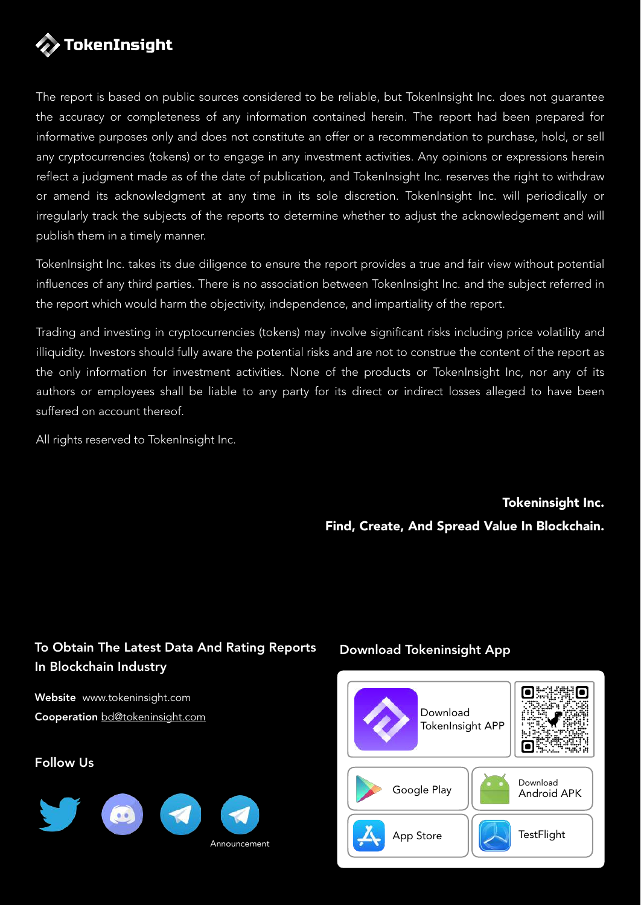**TokenInsight**

The report is based on public sources considered to be reliable, but TokenInsight Inc. does not guarantee the accuracy or completeness of any information contained herein. The report had been prepared for informative purposes only and does not constitute an offer or a recommendation to purchase, hold, or sell any cryptocurrencies (tokens) or to engage in any investment activities. Any opinions or expressions herein reflect a judgment made as of the date of publication, and TokenInsight Inc. reserves the right to withdraw or amend its acknowledgment at any time in its sole discretion. TokenInsight Inc. will periodically or irregularly track the subjects of the reports to determine whether to adjust the acknowledgement and will publish them in a timely manner.

TokenInsight Inc. takes its due diligence to ensure the report provides a true and fair view without potential influences of any third parties. There is no association between TokenInsight Inc. and the subject referred in the report which would harm the objectivity, independence, and impartiality of the report.

Trading and investing in cryptocurrencies (tokens) may involve significant risks including price volatility and illiquidity. Investors should fully aware the potential risks and are not to construe the content of the report as the only information for investment activities. None of the products or TokenInsight Inc, nor any of its authors or employees shall be liable to any party for its direct or indirect losses alleged to have been suffered on account thereof.

All rights reserved to TokenInsight Inc.

**Tokeninsight Inc.**
**Find, Create, And Spread Value In Blockchain.**

**To Obtain The Latest Data And Rating Reports In Blockchain Industry**

**Website** www.tokeninsight.com
**Cooperation** bd@tokeninsight.com

**Follow Us**

Announcement

**Download Tokeninsight App**

Download TokenInsight APP

Google Play

Download Android APK

App Store

TestFlight